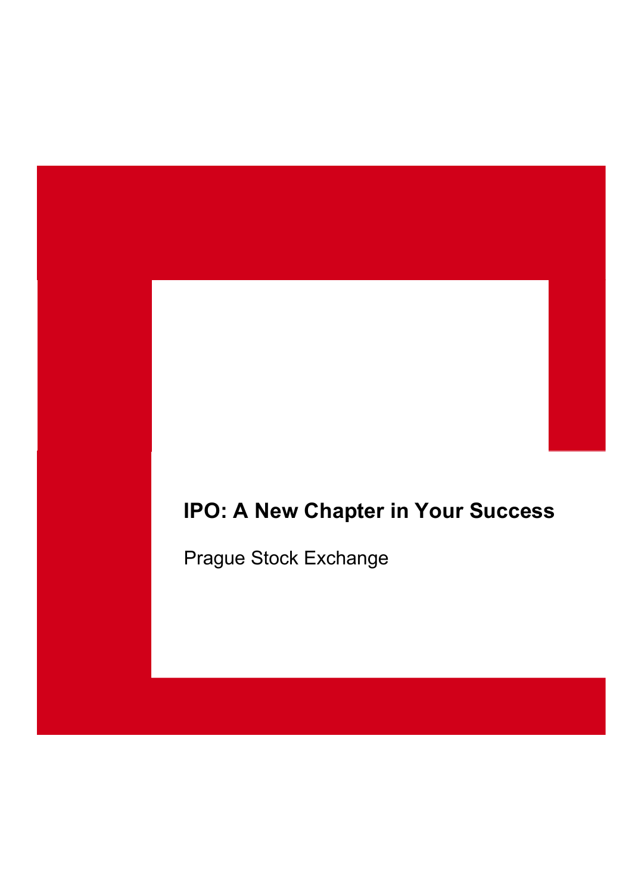# IPO: A New Chapter in Your Success

Prague Stock Exchange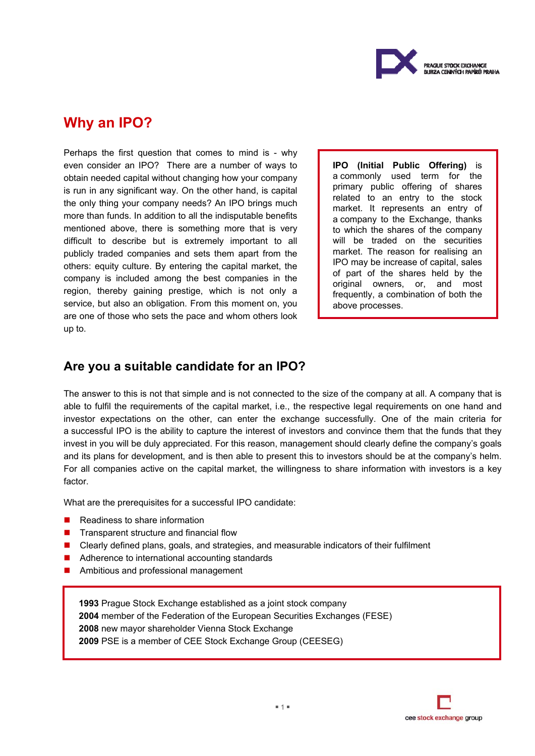# Why an IPO?

Perhaps the first question that comes to mind is - why even consider an IPO? There are a number of ways to obtain needed capital without changing how your company is run in any significant way. On the other hand, is capital the only thing your company needs? An IPO brings much more than funds. In addition to all the indisputable benefits mentioned above, there is something more that is very difficult to describe but is extremely important to all publicly traded companies and sets them apart from the others: equity culture. By entering the capital market, the company is included among the best companies in the region, thereby gaining prestige, which is not only a service, but also an obligation. From this moment on, you are one of those who sets the pace and whom others look up to.

**IPO (Initial Public Offering)** is a commonly used term for the primary public offering of shares related to an entry to the stock market. It represents an entry of a company to the Exchange, thanks to which the shares of the company will be traded on the securities market. The reason for realising an IPO may be increase of capital, sales of part of the shares held by the original owners, or, and most frequently, a combination of both the above processes.

## Are you a suitable candidate for an IPO?

The answer to this is not that simple and is not connected to the size of the company at all. A company that is able to fulfil the requirements of the capital market, i.e., the respective legal requirements on one hand and investor expectations on the other, can enter the exchange successfully. One of the main criteria for a successful IPO is the ability to capture the interest of investors and convince them that the funds that they invest in you will be duly appreciated. For this reason, management should clearly define the company's goals and its plans for development, and is then able to present this to investors should be at the company's helm. For all companies active on the capital market, the willingness to share information with investors is a key factor.

What are the prerequisites for a successful IPO candidate:

- Readiness to share information
- Transparent structure and financial flow
- Clearly defined plans, goals, and strategies, and measurable indicators of their fulfilment
- Adherence to international accounting standards
- Ambitious and professional management

**1993** Prague Stock Exchange established as a joint stock company
**2004** member of the Federation of the European Securities Exchanges (FESE)
**2008** new mayor shareholder Vienna Stock Exchange
**2009** PSE is a member of CEE Stock Exchange Group (CEESEG)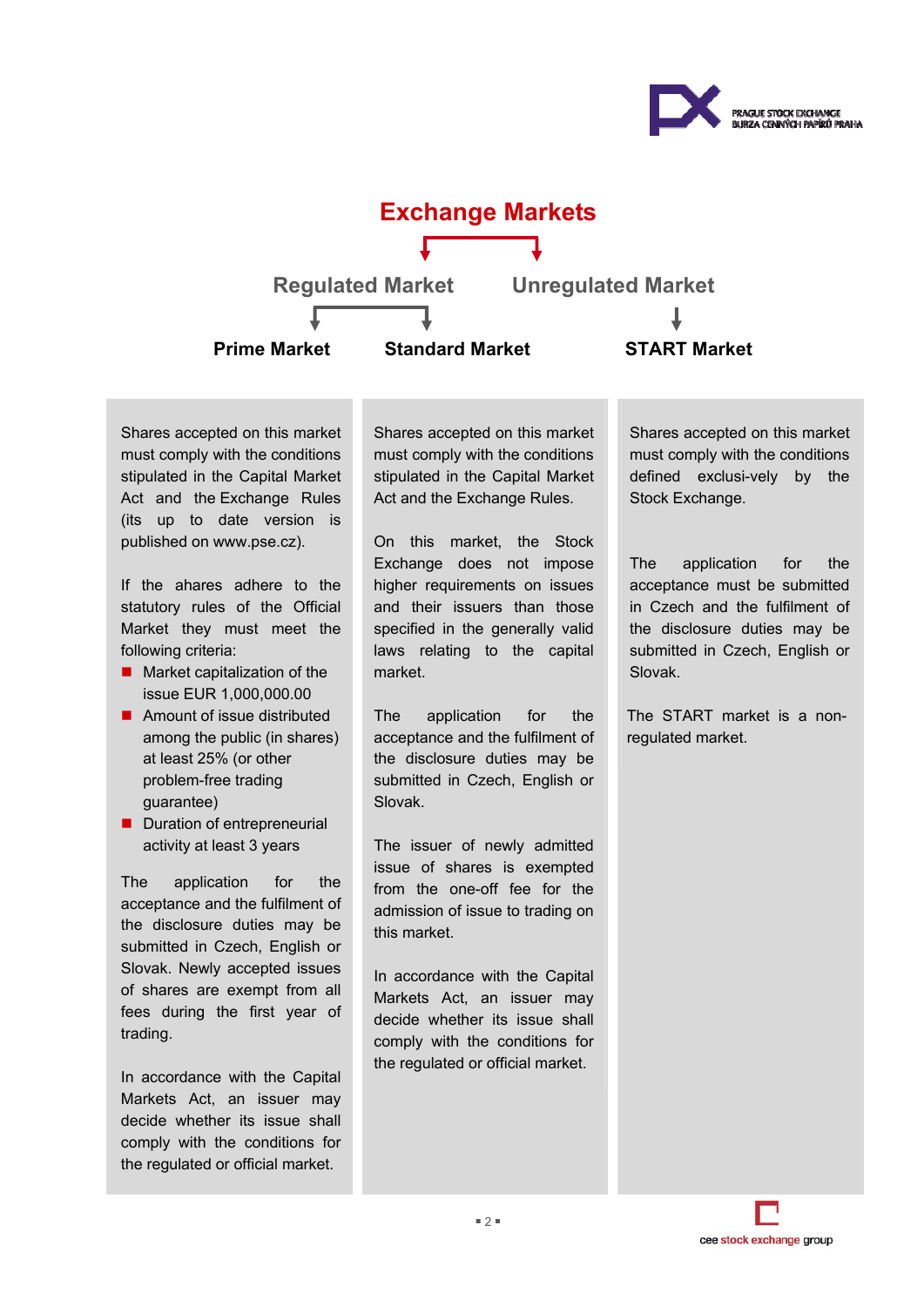# Exchange Markets

**Regulated Market** → Prime Market, Standard Market

**Unregulated Market** → START Market

## Prime Market

Shares accepted on this market must comply with the conditions stipulated in the Capital Market Act and the Exchange Rules (its up to date version is published on www.pse.cz).

If the ahares adhere to the statutory rules of the Official Market they must meet the following criteria:

- Market capitalization of the issue EUR 1,000,000.00
- Amount of issue distributed among the public (in shares) at least 25% (or other problem-free trading guarantee)
- Duration of entrepreneurial activity at least 3 years

The application for the acceptance and the fulfilment of the disclosure duties may be submitted in Czech, English or Slovak. Newly accepted issues of shares are exempt from all fees during the first year of trading.

In accordance with the Capital Markets Act, an issuer may decide whether its issue shall comply with the conditions for the regulated or official market.

## Standard Market

Shares accepted on this market must comply with the conditions stipulated in the Capital Market Act and the Exchange Rules.

On this market, the Stock Exchange does not impose higher requirements on issues and their issuers than those specified in the generally valid laws relating to the capital market.

The application for the acceptance and the fulfilment of the disclosure duties may be submitted in Czech, English or Slovak.

The issuer of newly admitted issue of shares is exempted from the one-off fee for the admission of issue to trading on this market.

In accordance with the Capital Markets Act, an issuer may decide whether its issue shall comply with the conditions for the regulated or official market.

## START Market

Shares accepted on this market must comply with the conditions defined exclusi-vely by the Stock Exchange.

The application for the acceptance must be submitted in Czech and the fulfilment of the disclosure duties may be submitted in Czech, English or Slovak.

The START market is a non-regulated market.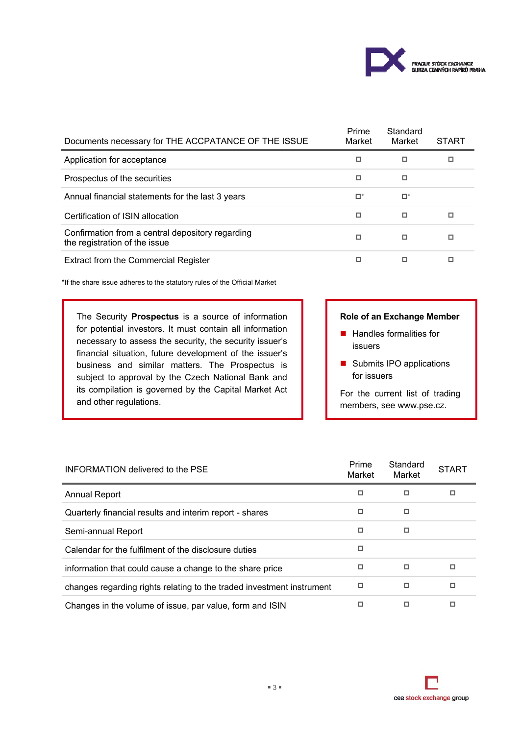| Documents necessary for THE ACCPATANCE OF THE ISSUE | Prime Market | Standard Market | START |
|---|---|---|---|
| Application for acceptance | ◻ | ◻ | ◻ |
| Prospectus of the securities | ◻ | ◻ | |
| Annual financial statements for the last 3 years | ◻* | ◻* | |
| Certification of ISIN allocation | ◻ | ◻ | ◻ |
| Confirmation from a central depository regarding the registration of the issue | ◻ | ◻ | ◻ |
| Extract from the Commercial Register | ◻ | ◻ | ◻ |

*If the share issue adheres to the statutory rules of the Official Market

The Security **Prospectus** is a source of information for potential investors. It must contain all information necessary to assess the security, the security issuer's financial situation, future development of the issuer's business and similar matters. The Prospectus is subject to approval by the Czech National Bank and its compilation is governed by the Capital Market Act and other regulations.

**Role of an Exchange Member**

- Handles formalities for issuers
- Submits IPO applications for issuers

For the current list of trading members, see www.pse.cz.

| INFORMATION delivered to the PSE | Prime Market | Standard Market | START |
|---|---|---|---|
| Annual Report | ◻ | ◻ | ◻ |
| Quarterly financial results and interim report - shares | ◻ | ◻ | |
| Semi-annual Report | ◻ | ◻ | |
| Calendar for the fulfilment of the disclosure duties | ◻ | | |
| information that could cause a change to the share price | ◻ | ◻ | ◻ |
| changes regarding rights relating to the traded investment instrument | ◻ | ◻ | ◻ |
| Changes in the volume of issue, par value, form and ISIN | ◻ | ◻ | ◻ |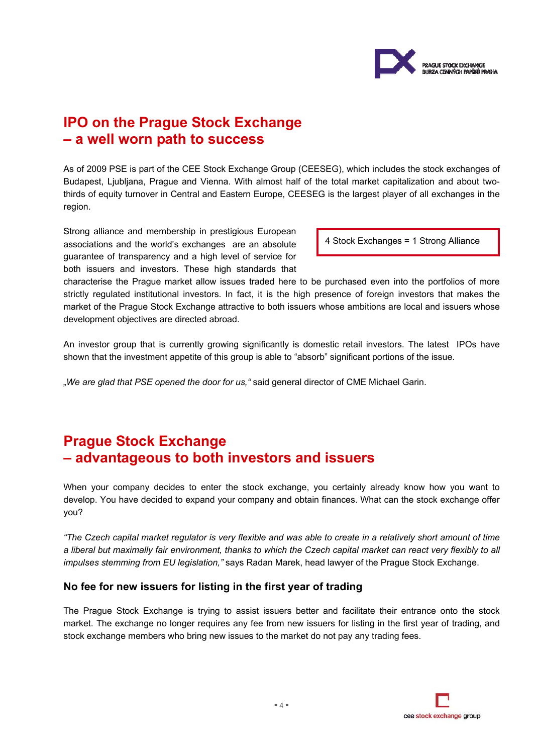# IPO on the Prague Stock Exchange – a well worn path to success

As of 2009 PSE is part of the CEE Stock Exchange Group (CEESEG), which includes the stock exchanges of Budapest, Ljubljana, Prague and Vienna. With almost half of the total market capitalization and about two-thirds of equity turnover in Central and Eastern Europe, CEESEG is the largest player of all exchanges in the region.

> 4 Stock Exchanges = 1 Strong Alliance

Strong alliance and membership in prestigious European associations and the world's exchanges are an absolute guarantee of transparency and a high level of service for both issuers and investors. These high standards that characterise the Prague market allow issues traded here to be purchased even into the portfolios of more strictly regulated institutional investors. In fact, it is the high presence of foreign investors that makes the market of the Prague Stock Exchange attractive to both issuers whose ambitions are local and issuers whose development objectives are directed abroad.

An investor group that is currently growing significantly is domestic retail investors. The latest IPOs have shown that the investment appetite of this group is able to "absorb" significant portions of the issue.

*„We are glad that PSE opened the door for us,"* said general director of CME Michael Garin.

# Prague Stock Exchange – advantageous to both investors and issuers

When your company decides to enter the stock exchange, you certainly already know how you want to develop. You have decided to expand your company and obtain finances. What can the stock exchange offer you?

*"The Czech capital market regulator is very flexible and was able to create in a relatively short amount of time a liberal but maximally fair environment, thanks to which the Czech capital market can react very flexibly to all impulses stemming from EU legislation,"* says Radan Marek, head lawyer of the Prague Stock Exchange.

### No fee for new issuers for listing in the first year of trading

The Prague Stock Exchange is trying to assist issuers better and facilitate their entrance onto the stock market. The exchange no longer requires any fee from new issuers for listing in the first year of trading, and stock exchange members who bring new issues to the market do not pay any trading fees.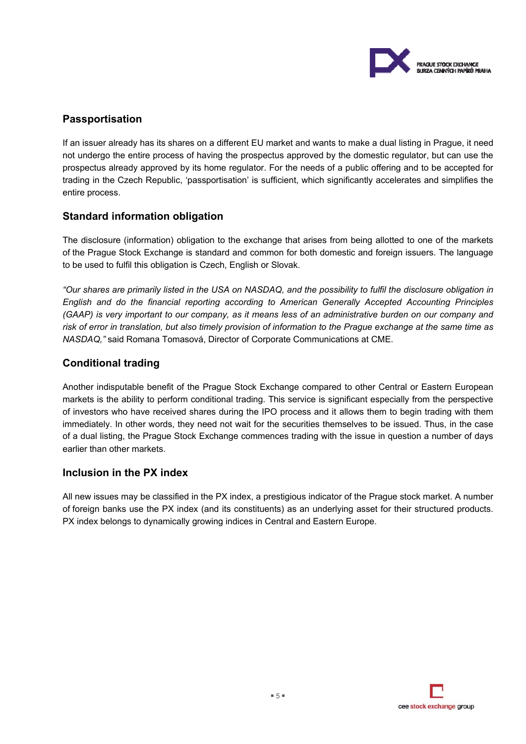## Passportisation

If an issuer already has its shares on a different EU market and wants to make a dual listing in Prague, it need not undergo the entire process of having the prospectus approved by the domestic regulator, but can use the prospectus already approved by its home regulator. For the needs of a public offering and to be accepted for trading in the Czech Republic, 'passportisation' is sufficient, which significantly accelerates and simplifies the entire process.

## Standard information obligation

The disclosure (information) obligation to the exchange that arises from being allotted to one of the markets of the Prague Stock Exchange is standard and common for both domestic and foreign issuers. The language to be used to fulfil this obligation is Czech, English or Slovak.

*"Our shares are primarily listed in the USA on NASDAQ, and the possibility to fulfil the disclosure obligation in English and do the financial reporting according to American Generally Accepted Accounting Principles (GAAP) is very important to our company, as it means less of an administrative burden on our company and risk of error in translation, but also timely provision of information to the Prague exchange at the same time as NASDAQ,"* said Romana Tomasová, Director of Corporate Communications at CME.

## Conditional trading

Another indisputable benefit of the Prague Stock Exchange compared to other Central or Eastern European markets is the ability to perform conditional trading. This service is significant especially from the perspective of investors who have received shares during the IPO process and it allows them to begin trading with them immediately. In other words, they need not wait for the securities themselves to be issued. Thus, in the case of a dual listing, the Prague Stock Exchange commences trading with the issue in question a number of days earlier than other markets.

## Inclusion in the PX index

All new issues may be classified in the PX index, a prestigious indicator of the Prague stock market. A number of foreign banks use the PX index (and its constituents) as an underlying asset for their structured products. PX index belongs to dynamically growing indices in Central and Eastern Europe.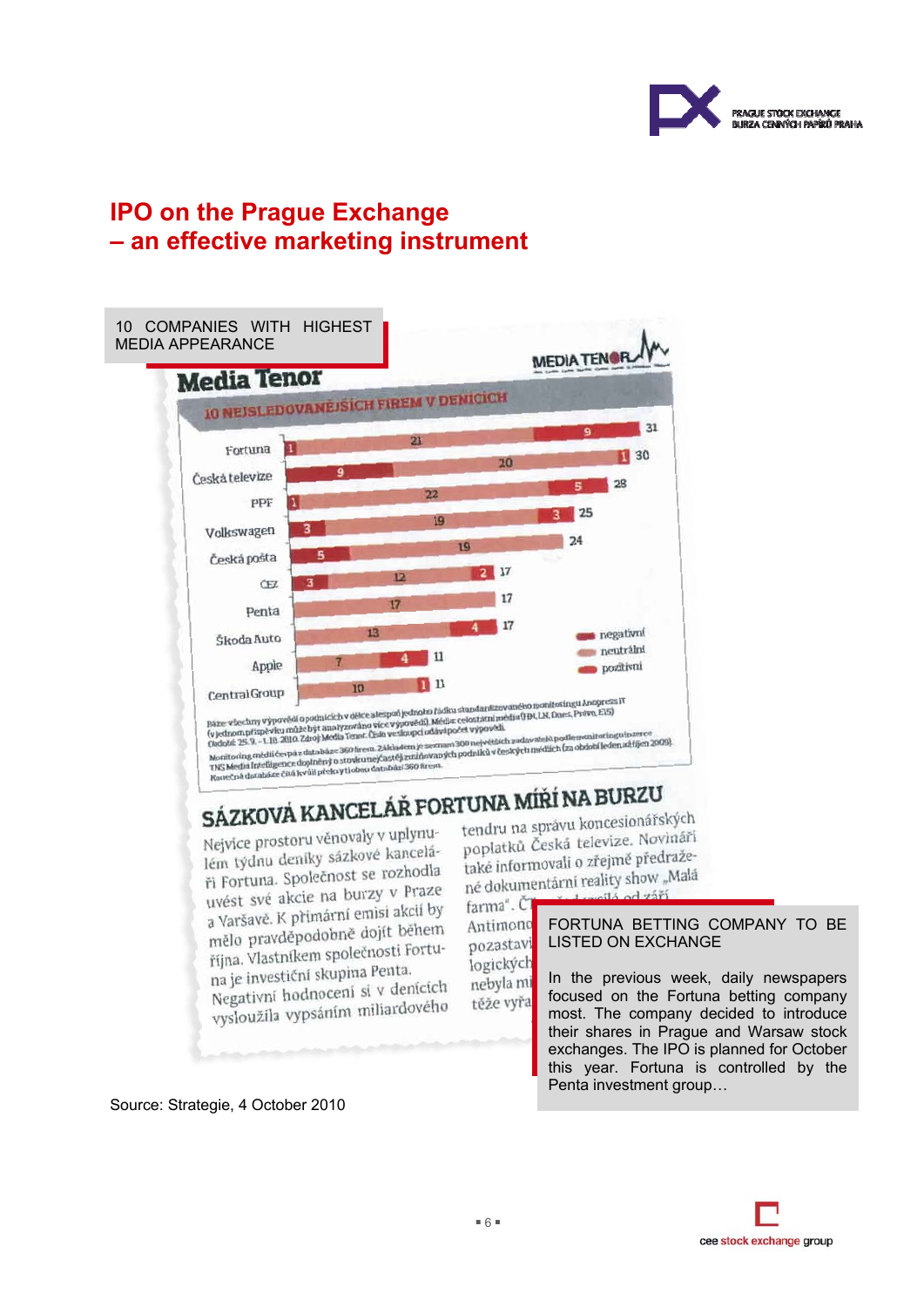# IPO on the Prague Exchange – an effective marketing instrument

10 COMPANIES WITH HIGHEST MEDIA APPEARANCE

**Media Tenor**

10 NEJSLEDOVANĚJŠÍCH FIREM V DENÍCÍCH

| Firma | negativní | neutrální | pozitivní | Celkem |
|---|---|---|---|---|
| Fortuna | 1 | 21 | 9 | 31 |
| Česká televize | 9 | 20 | 1 | 30 |
| PPF | 1 | 22 | 5 | 28 |
| Volkswagen | 3 | 19 | 3 | 25 |
| Česká pošta | 5 | 19 | | 24 |
| ČEZ | 3 | 12 | 2 | 17 |
| Penta | | 17 | | 17 |
| Škoda Auto | | 13 | 4 | 17 |
| Apple | | 7 | 4 | 11 |
| Central Group | | 10 | 1 | 11 |

Báze: všechny výpovědi o podnicích v délce alespoň jednoho řádku standardizovaného monitoringu Anopress IT (v jednom příspěvku může být analyzováno více výpovědí). Média: celostátní média (HN, LN, Dnes, Právo, E15) Období: 25. 9. – 1. 10. 2010. Zdroj: Media Tenor. Čísla ve sloupci udávají počet výpovědí.
Monitoring médií čerpá z databáze 360 firem. Základem je seznam 300 největších zadavatelů podle monitoringu inzerce TNS Media Intelligence doplněný o stovku nejčastěji zmiňovaných podniků v českých médiích (za období leden až říjen 2009). Konečná databáze čítá kvůli překrytí obou databází 360 firem.

## SÁZKOVÁ KANCELÁŘ FORTUNA MÍŘÍ NA BURZU

Nejvíce prostoru věnovaly v uplynulém týdnu deníky sázkové kanceláři Fortuna. Společnost se rozhodla uvést své akcie na burzy v Praze a Varšavě. K primární emisi akcií by mělo pravděpodobně dojít během října. Vlastníkem společnosti Fortuna je investiční skupina Penta. Negativní hodnocení si v denících vysloužila vypsáním miliardového tendru na správu koncesionářských poplatků Česká televize. Novináři také informovali o zřejmé předražené dokumentární reality show „Malá farma". Č... Antimono... pozastavi... logických... nebyla mi... téže vyřa...

**FORTUNA BETTING COMPANY TO BE LISTED ON EXCHANGE**

In the previous week, daily newspapers focused on the Fortuna betting company most. The company decided to introduce their shares in Prague and Warsaw stock exchanges. The IPO is planned for October this year. Fortuna is controlled by the Penta investment group…

Source: Strategie, 4 October 2010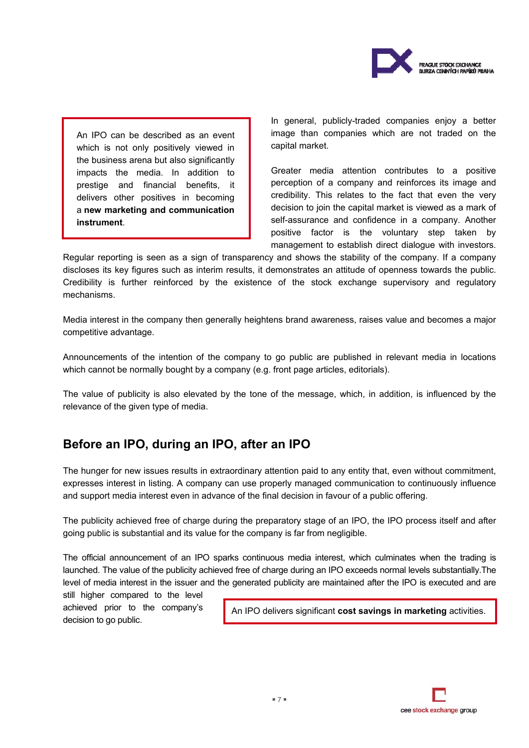An IPO can be described as an event which is not only positively viewed in the business arena but also significantly impacts the media. In addition to prestige and financial benefits, it delivers other positives in becoming a **new marketing and communication instrument**.

In general, publicly-traded companies enjoy a better image than companies which are not traded on the capital market.

Greater media attention contributes to a positive perception of a company and reinforces its image and credibility. This relates to the fact that even the very decision to join the capital market is viewed as a mark of self-assurance and confidence in a company. Another positive factor is the voluntary step taken by management to establish direct dialogue with investors. Regular reporting is seen as a sign of transparency and shows the stability of the company. If a company discloses its key figures such as interim results, it demonstrates an attitude of openness towards the public. Credibility is further reinforced by the existence of the stock exchange supervisory and regulatory mechanisms.

Media interest in the company then generally heightens brand awareness, raises value and becomes a major competitive advantage.

Announcements of the intention of the company to go public are published in relevant media in locations which cannot be normally bought by a company (e.g. front page articles, editorials).

The value of publicity is also elevated by the tone of the message, which, in addition, is influenced by the relevance of the given type of media.

## Before an IPO, during an IPO, after an IPO

The hunger for new issues results in extraordinary attention paid to any entity that, even without commitment, expresses interest in listing. A company can use properly managed communication to continuously influence and support media interest even in advance of the final decision in favour of a public offering.

The publicity achieved free of charge during the preparatory stage of an IPO, the IPO process itself and after going public is substantial and its value for the company is far from negligible.

The official announcement of an IPO sparks continuous media interest, which culminates when the trading is launched. The value of the publicity achieved free of charge during an IPO exceeds normal levels substantially.The level of media interest in the issuer and the generated publicity are maintained after the IPO is executed and are still higher compared to the level achieved prior to the company's decision to go public.

An IPO delivers significant **cost savings in marketing** activities.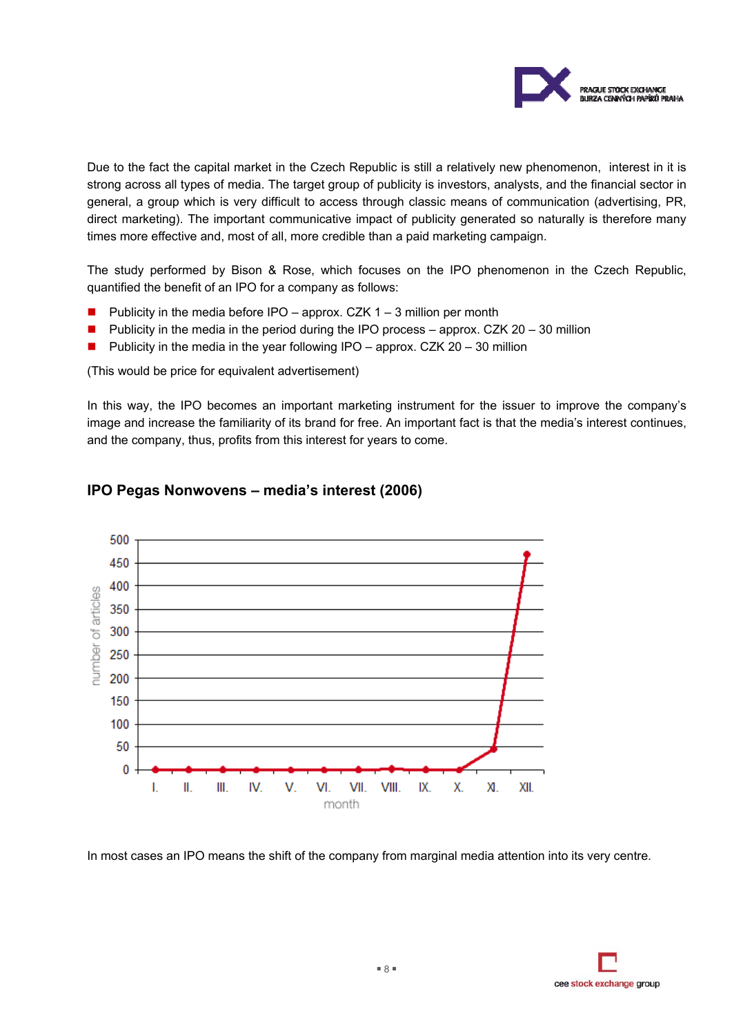Due to the fact the capital market in the Czech Republic is still a relatively new phenomenon, interest in it is strong across all types of media. The target group of publicity is investors, analysts, and the financial sector in general, a group which is very difficult to access through classic means of communication (advertising, PR, direct marketing). The important communicative impact of publicity generated so naturally is therefore many times more effective and, most of all, more credible than a paid marketing campaign.

The study performed by Bison & Rose, which focuses on the IPO phenomenon in the Czech Republic, quantified the benefit of an IPO for a company as follows:

- Publicity in the media before IPO – approx. CZK 1 – 3 million per month
- Publicity in the media in the period during the IPO process – approx. CZK 20 – 30 million
- Publicity in the media in the year following IPO – approx. CZK 20 – 30 million

(This would be price for equivalent advertisement)

In this way, the IPO becomes an important marketing instrument for the issuer to improve the company's image and increase the familiarity of its brand for free. An important fact is that the media's interest continues, and the company, thus, profits from this interest for years to come.

## IPO Pegas Nonwovens – media's interest (2006)

In most cases an IPO means the shift of the company from marginal media attention into its very centre.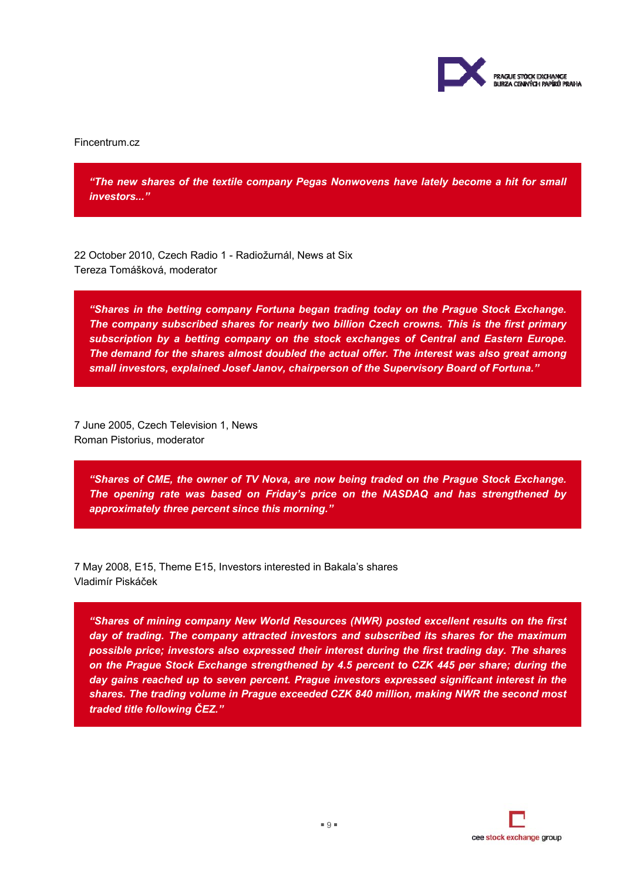Fincentrum.cz

> ***"The new shares of the textile company Pegas Nonwovens have lately become a hit for small investors..."***

22 October 2010, Czech Radio 1 - Radiožurnál, News at Six
Tereza Tomášková, moderator

> ***"Shares in the betting company Fortuna began trading today on the Prague Stock Exchange. The company subscribed shares for nearly two billion Czech crowns. This is the first primary subscription by a betting company on the stock exchanges of Central and Eastern Europe. The demand for the shares almost doubled the actual offer. The interest was also great among small investors, explained Josef Janov, chairperson of the Supervisory Board of Fortuna."***

7 June 2005, Czech Television 1, News
Roman Pistorius, moderator

> ***"Shares of CME, the owner of TV Nova, are now being traded on the Prague Stock Exchange. The opening rate was based on Friday's price on the NASDAQ and has strengthened by approximately three percent since this morning."***

7 May 2008, E15, Theme E15, Investors interested in Bakala's shares
Vladimír Piskáček

> ***"Shares of mining company New World Resources (NWR) posted excellent results on the first day of trading. The company attracted investors and subscribed its shares for the maximum possible price; investors also expressed their interest during the first trading day. The shares on the Prague Stock Exchange strengthened by 4.5 percent to CZK 445 per share; during the day gains reached up to seven percent. Prague investors expressed significant interest in the shares. The trading volume in Prague exceeded CZK 840 million, making NWR the second most traded title following ČEZ."***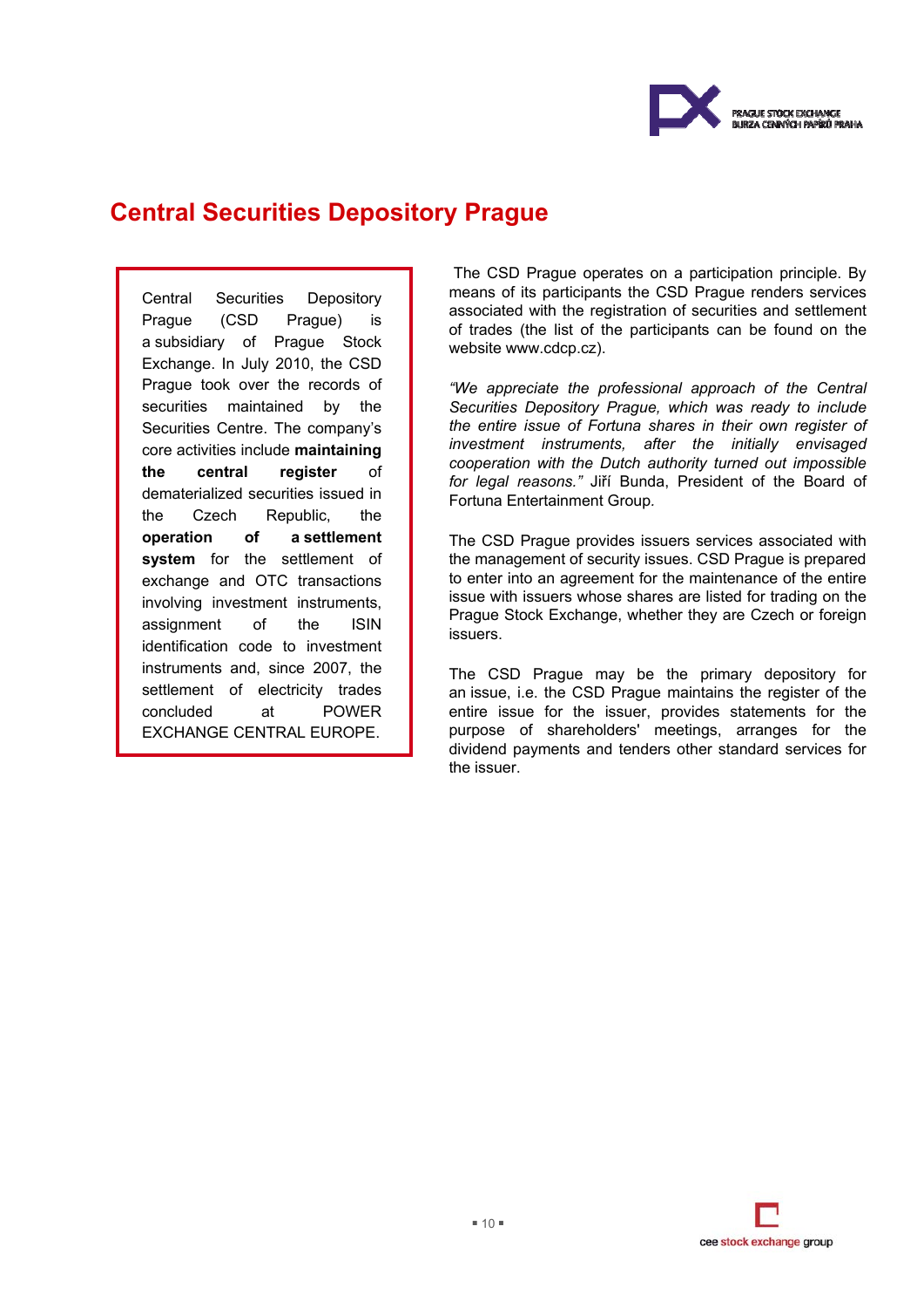# Central Securities Depository Prague

Central Securities Depository Prague (CSD Prague) is a subsidiary of Prague Stock Exchange. In July 2010, the CSD Prague took over the records of securities maintained by the Securities Centre. The company's core activities include **maintaining the central register** of dematerialized securities issued in the Czech Republic, the **operation of a settlement system** for the settlement of exchange and OTC transactions involving investment instruments, assignment of the ISIN identification code to investment instruments and, since 2007, the settlement of electricity trades concluded at POWER EXCHANGE CENTRAL EUROPE.

The CSD Prague operates on a participation principle. By means of its participants the CSD Prague renders services associated with the registration of securities and settlement of trades (the list of the participants can be found on the website www.cdcp.cz).

*"We appreciate the professional approach of the Central Securities Depository Prague, which was ready to include the entire issue of Fortuna shares in their own register of investment instruments, after the initially envisaged cooperation with the Dutch authority turned out impossible for legal reasons."* Jiří Bunda, President of the Board of Fortuna Entertainment Group.

The CSD Prague provides issuers services associated with the management of security issues. CSD Prague is prepared to enter into an agreement for the maintenance of the entire issue with issuers whose shares are listed for trading on the Prague Stock Exchange, whether they are Czech or foreign issuers.

The CSD Prague may be the primary depository for an issue, i.e. the CSD Prague maintains the register of the entire issue for the issuer, provides statements for the purpose of shareholders' meetings, arranges for the dividend payments and tenders other standard services for the issuer.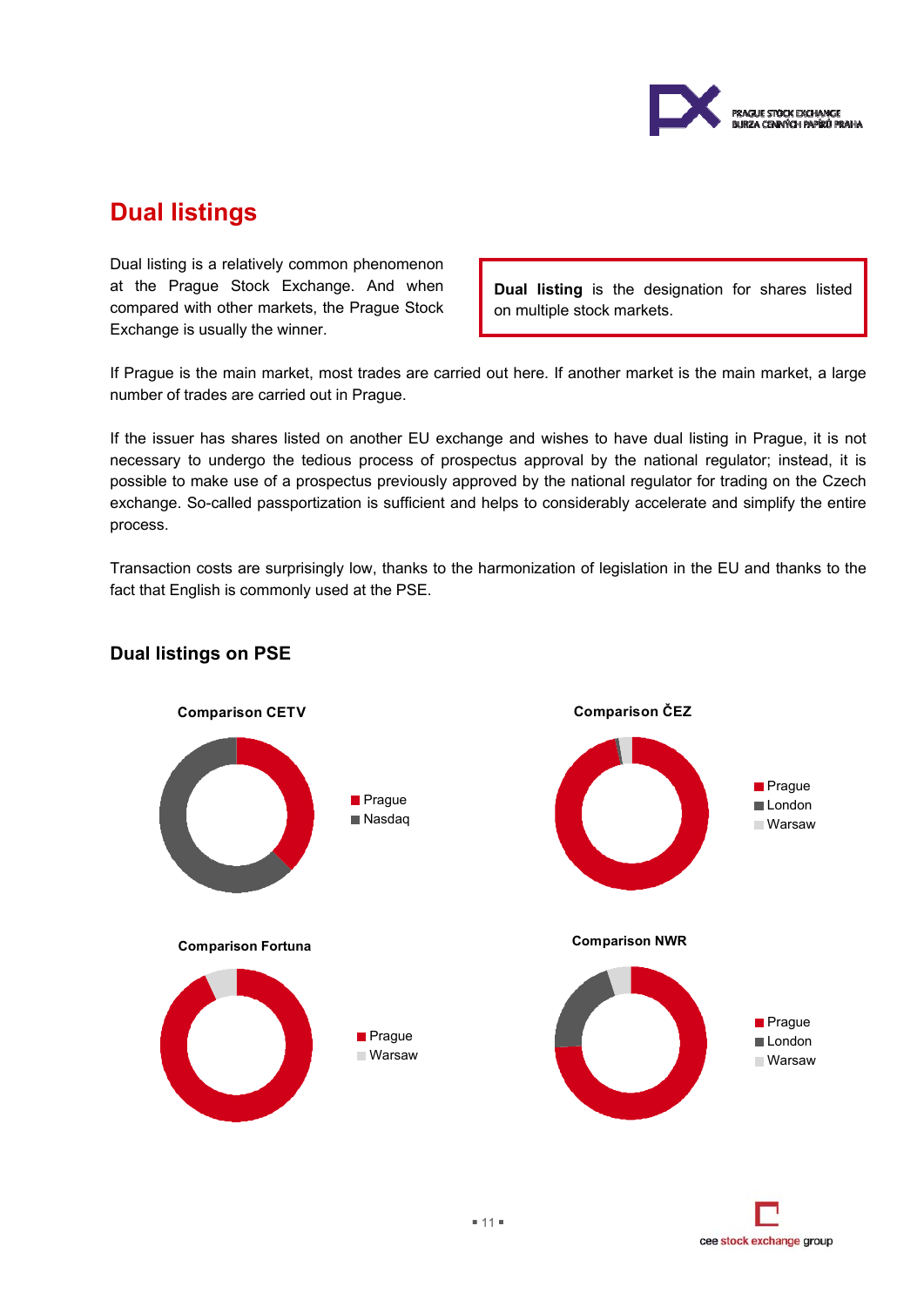# Dual listings

Dual listing is a relatively common phenomenon at the Prague Stock Exchange. And when compared with other markets, the Prague Stock Exchange is usually the winner.

**Dual listing** is the designation for shares listed on multiple stock markets.

If Prague is the main market, most trades are carried out here. If another market is the main market, a large number of trades are carried out in Prague.

If the issuer has shares listed on another EU exchange and wishes to have dual listing in Prague, it is not necessary to undergo the tedious process of prospectus approval by the national regulator; instead, it is possible to make use of a prospectus previously approved by the national regulator for trading on the Czech exchange. So-called passportization is sufficient and helps to considerably accelerate and simplify the entire process.

Transaction costs are surprisingly low, thanks to the harmonization of legislation in the EU and thanks to the fact that English is commonly used at the PSE.

### Dual listings on PSE

**Comparison CETV**

- Prague
- Nasdaq

**Comparison ČEZ**

- Prague
- London
- Warsaw

**Comparison Fortuna**

- Prague
- Warsaw

**Comparison NWR**

- Prague
- London
- Warsaw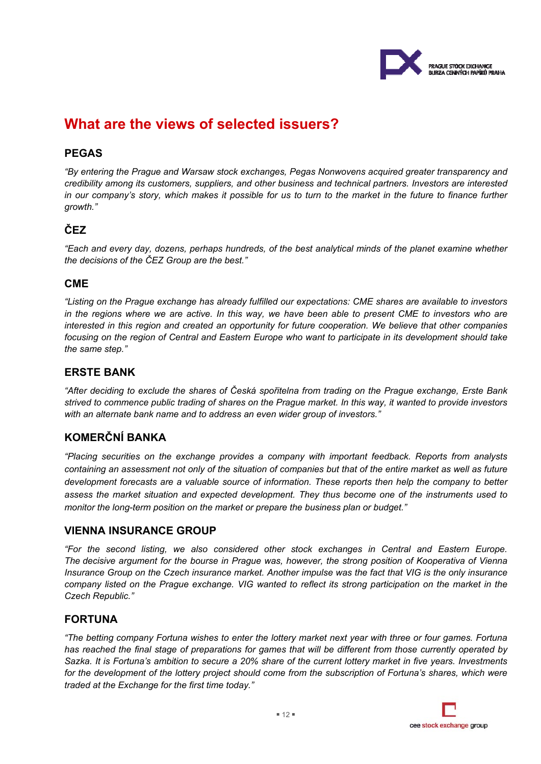## What are the views of selected issuers?

### PEGAS

*"By entering the Prague and Warsaw stock exchanges, Pegas Nonwovens acquired greater transparency and credibility among its customers, suppliers, and other business and technical partners. Investors are interested in our company's story, which makes it possible for us to turn to the market in the future to finance further growth."*

### ČEZ

*"Each and every day, dozens, perhaps hundreds, of the best analytical minds of the planet examine whether the decisions of the ČEZ Group are the best."*

### CME

*"Listing on the Prague exchange has already fulfilled our expectations: CME shares are available to investors in the regions where we are active. In this way, we have been able to present CME to investors who are interested in this region and created an opportunity for future cooperation. We believe that other companies focusing on the region of Central and Eastern Europe who want to participate in its development should take the same step."*

### ERSTE BANK

*"After deciding to exclude the shares of Česká spořitelna from trading on the Prague exchange, Erste Bank strived to commence public trading of shares on the Prague market. In this way, it wanted to provide investors with an alternate bank name and to address an even wider group of investors."*

### KOMERČNÍ BANKA

*"Placing securities on the exchange provides a company with important feedback. Reports from analysts containing an assessment not only of the situation of companies but that of the entire market as well as future development forecasts are a valuable source of information. These reports then help the company to better assess the market situation and expected development. They thus become one of the instruments used to monitor the long-term position on the market or prepare the business plan or budget."*

### VIENNA INSURANCE GROUP

*"For the second listing, we also considered other stock exchanges in Central and Eastern Europe. The decisive argument for the bourse in Prague was, however, the strong position of Kooperativa of Vienna Insurance Group on the Czech insurance market. Another impulse was the fact that VIG is the only insurance company listed on the Prague exchange. VIG wanted to reflect its strong participation on the market in the Czech Republic."*

### FORTUNA

*"The betting company Fortuna wishes to enter the lottery market next year with three or four games. Fortuna has reached the final stage of preparations for games that will be different from those currently operated by Sazka. It is Fortuna's ambition to secure a 20% share of the current lottery market in five years. Investments for the development of the lottery project should come from the subscription of Fortuna's shares, which were traded at the Exchange for the first time today."*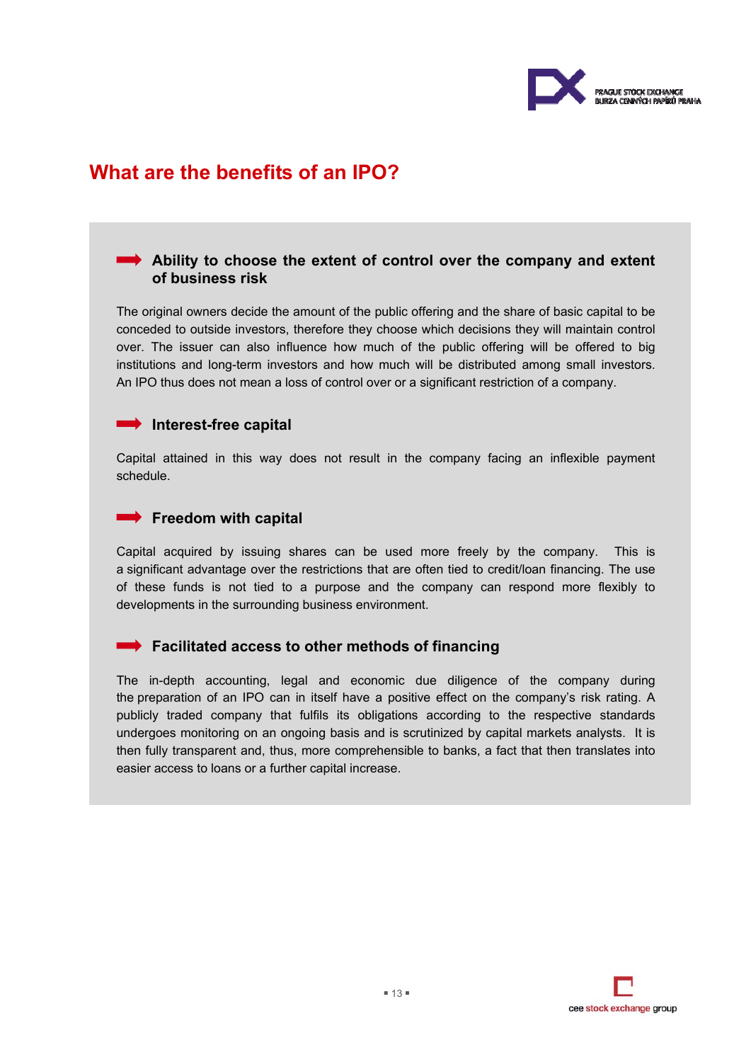# What are the benefits of an IPO?

## Ability to choose the extent of control over the company and extent of business risk

The original owners decide the amount of the public offering and the share of basic capital to be conceded to outside investors, therefore they choose which decisions they will maintain control over. The issuer can also influence how much of the public offering will be offered to big institutions and long-term investors and how much will be distributed among small investors. An IPO thus does not mean a loss of control over or a significant restriction of a company.

## Interest-free capital

Capital attained in this way does not result in the company facing an inflexible payment schedule.

## Freedom with capital

Capital acquired by issuing shares can be used more freely by the company. This is a significant advantage over the restrictions that are often tied to credit/loan financing. The use of these funds is not tied to a purpose and the company can respond more flexibly to developments in the surrounding business environment.

## Facilitated access to other methods of financing

The in-depth accounting, legal and economic due diligence of the company during the preparation of an IPO can in itself have a positive effect on the company's risk rating. A publicly traded company that fulfils its obligations according to the respective standards undergoes monitoring on an ongoing basis and is scrutinized by capital markets analysts. It is then fully transparent and, thus, more comprehensible to banks, a fact that then translates into easier access to loans or a further capital increase.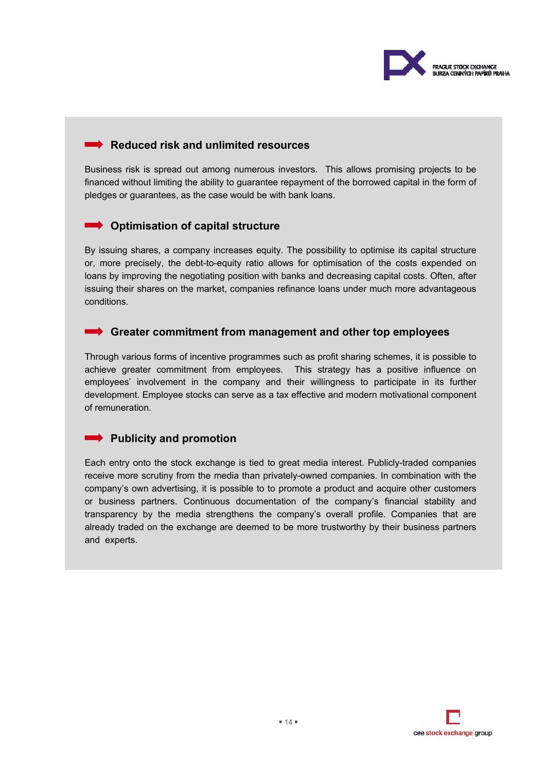### Reduced risk and unlimited resources

Business risk is spread out among numerous investors. This allows promising projects to be financed without limiting the ability to guarantee repayment of the borrowed capital in the form of pledges or guarantees, as the case would be with bank loans.

### Optimisation of capital structure

By issuing shares, a company increases equity. The possibility to optimise its capital structure or, more precisely, the debt-to-equity ratio allows for optimisation of the costs expended on loans by improving the negotiating position with banks and decreasing capital costs. Often, after issuing their shares on the market, companies refinance loans under much more advantageous conditions.

### Greater commitment from management and other top employees

Through various forms of incentive programmes such as profit sharing schemes, it is possible to achieve greater commitment from employees. This strategy has a positive influence on employees' involvement in the company and their willingness to participate in its further development. Employee stocks can serve as a tax effective and modern motivational component of remuneration.

### Publicity and promotion

Each entry onto the stock exchange is tied to great media interest. Publicly-traded companies receive more scrutiny from the media than privately-owned companies. In combination with the company's own advertising, it is possible to to promote a product and acquire other customers or business partners. Continuous documentation of the company's financial stability and transparency by the media strengthens the company's overall profile. Companies that are already traded on the exchange are deemed to be more trustworthy by their business partners and experts.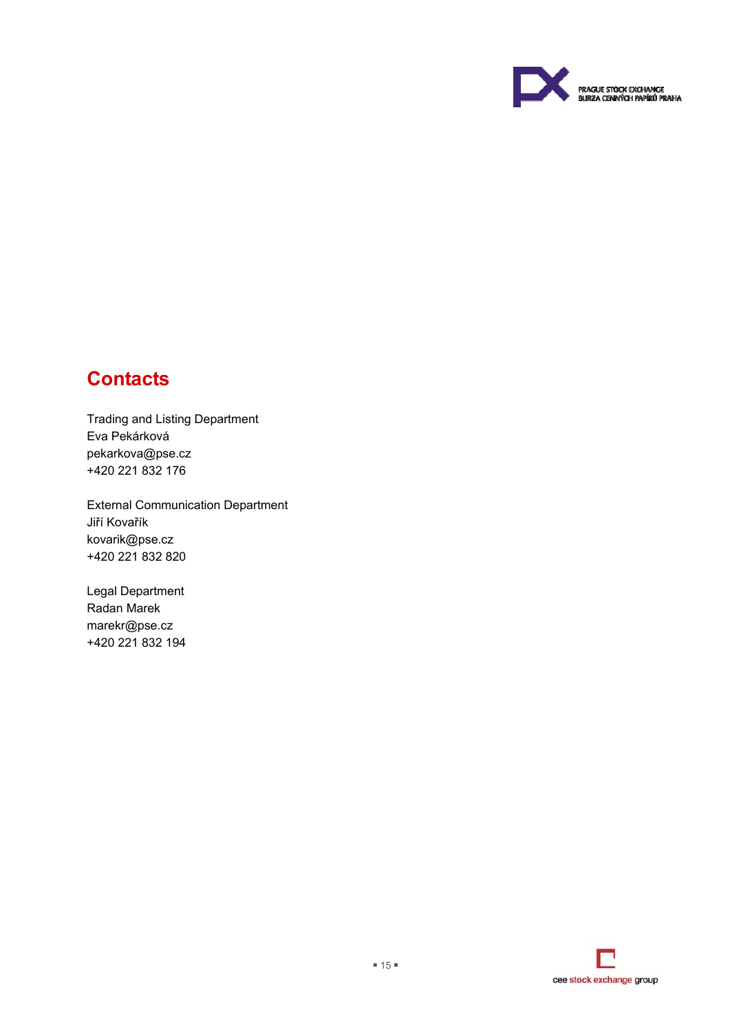## Contacts

Trading and Listing Department
Eva Pekárková
pekarkova@pse.cz
+420 221 832 176

External Communication Department
Jiří Kovařík
kovarik@pse.cz
+420 221 832 820

Legal Department
Radan Marek
marekr@pse.cz
+420 221 832 194